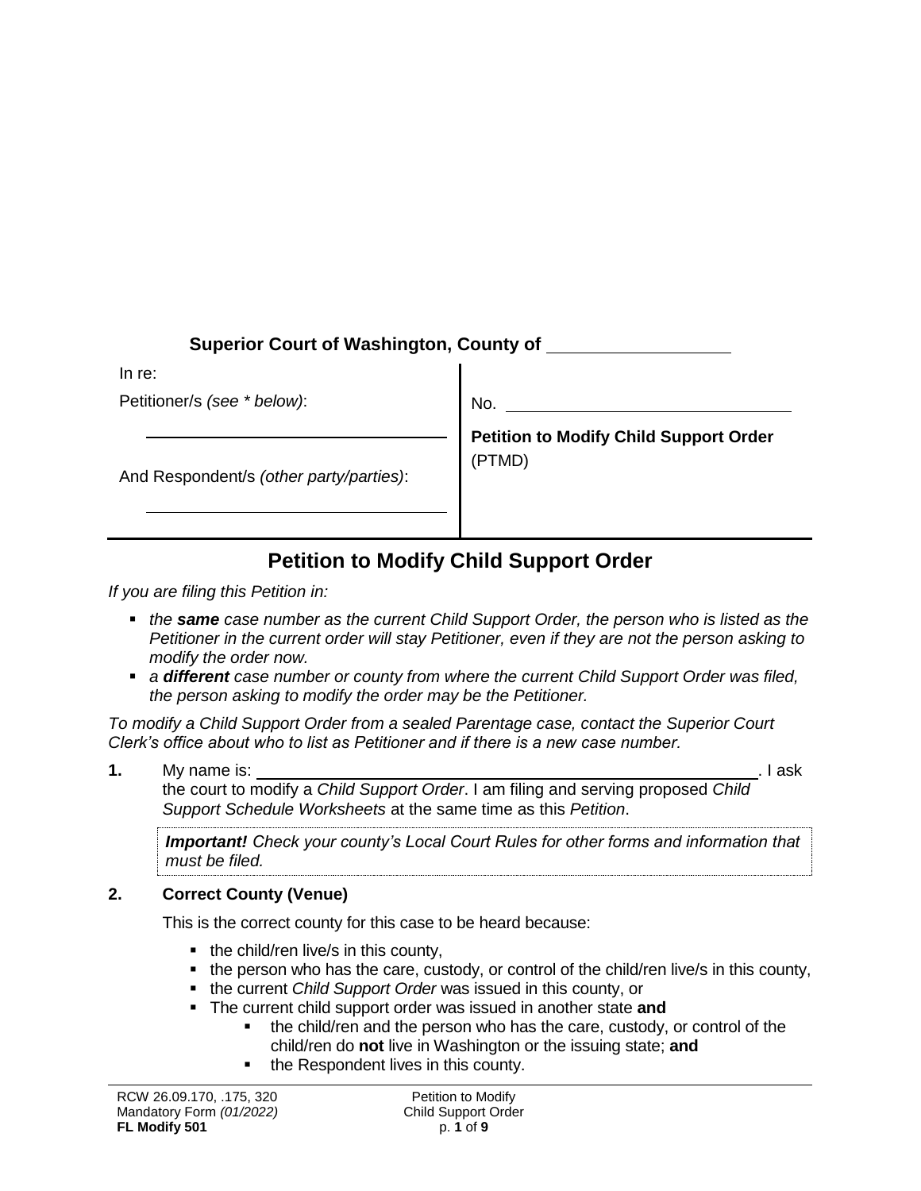**Superior Court of Washington, County of** \_\_\_\_\_\_\_\_\_\_\_\_\_\_\_\_\_\_

| In re: | |
|---|---|
| Petitioner/s *(see * below)*: \_\_\_\_\_\_\_\_\_\_\_\_\_\_\_\_\_\_\_\_\_\_\_\_\_\_\_\_\_\_ | No. \_\_\_\_\_\_\_\_\_\_\_\_\_\_\_\_\_\_\_\_\_\_\_\_\_\_\_\_ |
| And Respondent/s *(other party/parties)*: \_\_\_\_\_\_\_\_\_\_\_\_\_\_\_\_\_\_\_\_\_\_\_\_\_\_\_\_\_\_ | **Petition to Modify Child Support Order** (PTMD) |

# Petition to Modify Child Support Order

*If you are filing this Petition in:*

- *the* ***same*** *case number as the current Child Support Order, the person who is listed as the Petitioner in the current order will stay Petitioner, even if they are not the person asking to modify the order now.*
- *a* ***different*** *case number or county from where the current Child Support Order was filed, the person asking to modify the order may be the Petitioner.*

*To modify a Child Support Order from a sealed Parentage case, contact the Superior Court Clerk's office about who to list as Petitioner and if there is a new case number.*

**1.** My name is: \_\_\_\_\_\_\_\_\_\_\_\_\_\_\_\_\_\_\_\_\_\_\_\_\_\_\_\_\_\_\_\_\_\_\_\_\_\_\_\_\_\_\_\_\_\_\_\_. I ask the court to modify a *Child Support Order*. I am filing and serving proposed *Child Support Schedule Worksheets* at the same time as this *Petition*.

> ***Important!*** *Check your county's Local Court Rules for other forms and information that must be filed.*

**2. Correct County (Venue)**

This is the correct county for this case to be heard because:

- the child/ren live/s in this county,
- the person who has the care, custody, or control of the child/ren live/s in this county,
- the current *Child Support Order* was issued in this county, or
- The current child support order was issued in another state **and**
  - the child/ren and the person who has the care, custody, or control of the child/ren do **not** live in Washington or the issuing state; **and**
  - the Respondent lives in this county.

RCW 26.09.170, .175, 320
Mandatory Form *(01/2022)*
**FL Modify 501**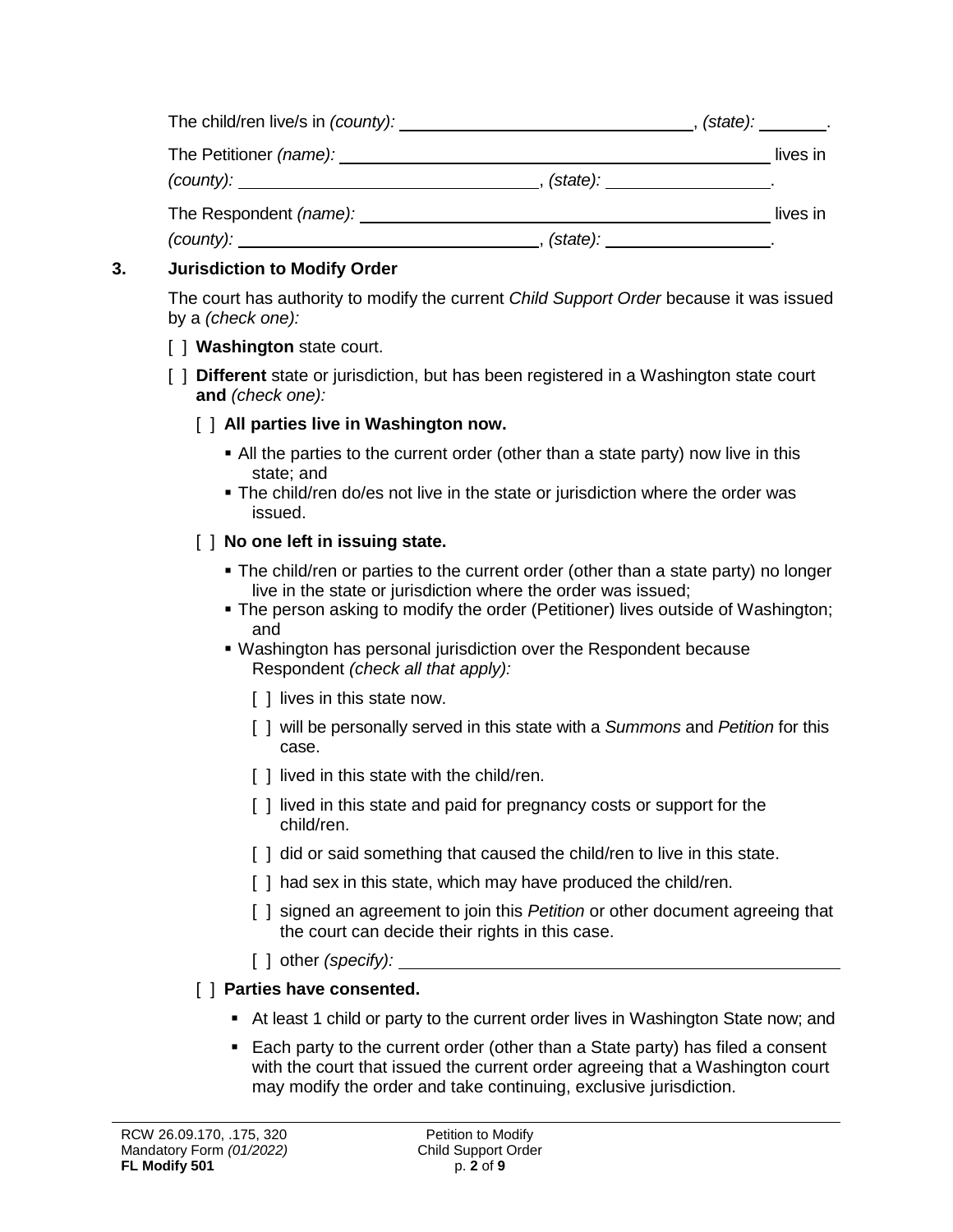The child/ren live/s in *(county):* \_\_\_\_\_\_\_\_\_\_\_\_\_\_\_\_\_\_\_\_\_\_\_\_\_\_\_\_\_\_, *(state):* \_\_\_\_\_\_\_.

The Petitioner *(name):* \_\_\_\_\_\_\_\_\_\_\_\_\_\_\_\_\_\_\_\_\_\_\_\_\_\_\_\_\_\_\_\_\_\_\_\_\_\_\_\_\_\_\_\_ lives in *(county):* \_\_\_\_\_\_\_\_\_\_\_\_\_\_\_\_\_\_\_\_\_\_\_\_\_\_\_\_\_\_, *(state):* \_\_\_\_\_\_\_\_\_\_\_\_\_\_\_\_.

The Respondent *(name):* \_\_\_\_\_\_\_\_\_\_\_\_\_\_\_\_\_\_\_\_\_\_\_\_\_\_\_\_\_\_\_\_\_\_\_\_\_\_\_\_\_\_ lives in *(county):* \_\_\_\_\_\_\_\_\_\_\_\_\_\_\_\_\_\_\_\_\_\_\_\_\_\_\_\_\_\_, *(state):* \_\_\_\_\_\_\_\_\_\_\_\_\_\_\_\_.

## 3. Jurisdiction to Modify Order

The court has authority to modify the current *Child Support Order* because it was issued by a *(check one):*

[ ] **Washington** state court.

[ ] **Different** state or jurisdiction, but has been registered in a Washington state court **and** *(check one):*

[ ] **All parties live in Washington now.**

- All the parties to the current order (other than a state party) now live in this state; and
- The child/ren do/es not live in the state or jurisdiction where the order was issued.

[ ] **No one left in issuing state.**

- The child/ren or parties to the current order (other than a state party) no longer live in the state or jurisdiction where the order was issued;
- The person asking to modify the order (Petitioner) lives outside of Washington; and
- Washington has personal jurisdiction over the Respondent because Respondent *(check all that apply):*

  [ ] lives in this state now.

  [ ] will be personally served in this state with a *Summons* and *Petition* for this case.

  [ ] lived in this state with the child/ren.

  [ ] lived in this state and paid for pregnancy costs or support for the child/ren.

  [ ] did or said something that caused the child/ren to live in this state.

  [ ] had sex in this state, which may have produced the child/ren.

  [ ] signed an agreement to join this *Petition* or other document agreeing that the court can decide their rights in this case.

  [ ] other *(specify):* \_\_\_\_\_\_\_\_\_\_\_\_\_\_\_\_\_\_\_\_\_\_\_\_\_\_\_\_\_\_\_\_\_\_\_\_\_\_\_\_

[ ] **Parties have consented.**

- At least 1 child or party to the current order lives in Washington State now; and
- Each party to the current order (other than a State party) has filed a consent with the court that issued the current order agreeing that a Washington court may modify the order and take continuing, exclusive jurisdiction.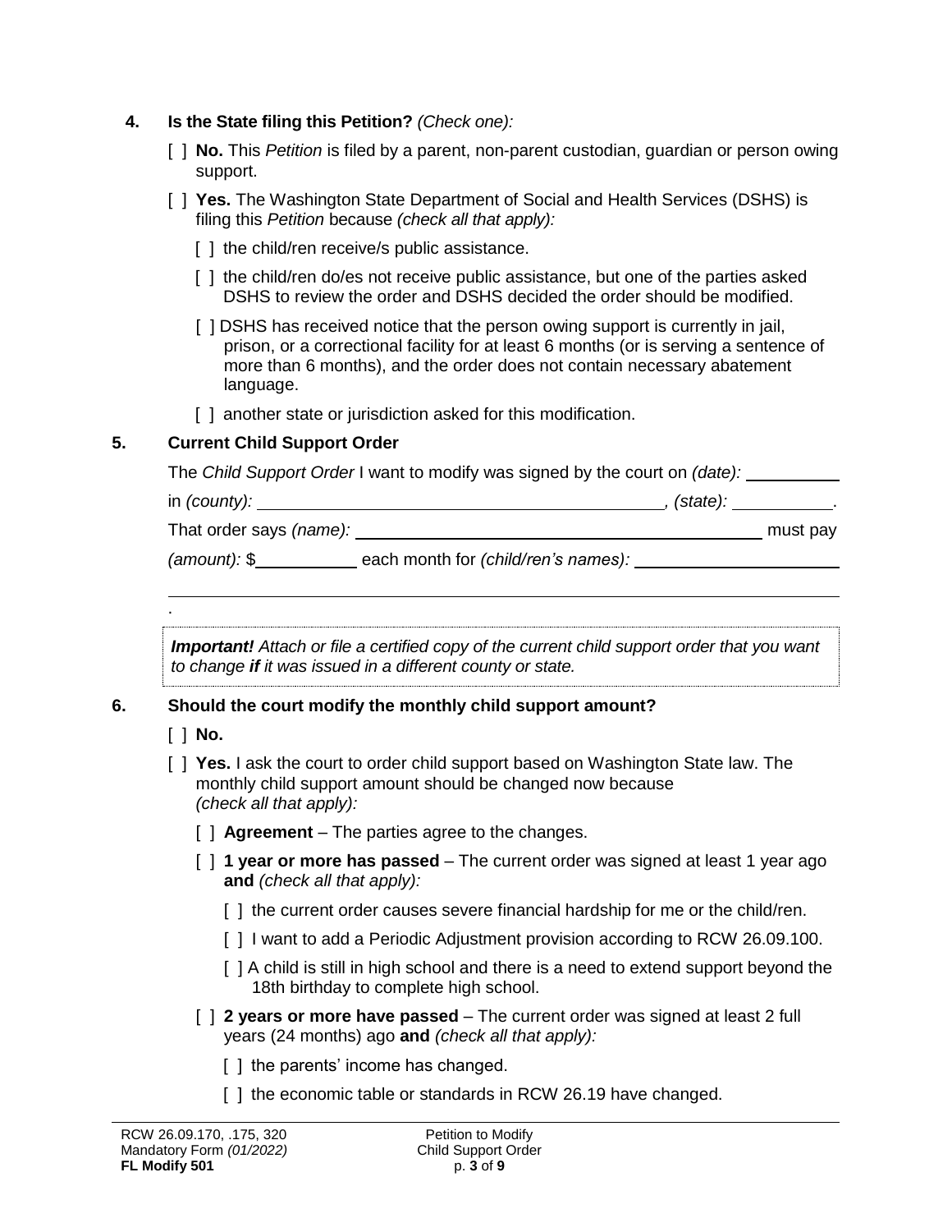**4. Is the State filing this Petition?** *(Check one):*

- [ ] **No.** This *Petition* is filed by a parent, non-parent custodian, guardian or person owing support.
- [ ] **Yes.** The Washington State Department of Social and Health Services (DSHS) is filing this *Petition* because *(check all that apply):*
  - [ ] the child/ren receive/s public assistance.
  - [ ] the child/ren do/es not receive public assistance, but one of the parties asked DSHS to review the order and DSHS decided the order should be modified.
  - [ ] DSHS has received notice that the person owing support is currently in jail, prison, or a correctional facility for at least 6 months (or is serving a sentence of more than 6 months), and the order does not contain necessary abatement language.
  - [ ] another state or jurisdiction asked for this modification.

**5. Current Child Support Order**

The *Child Support Order* I want to modify was signed by the court on *(date):* __________

in *(county):* ____________________________________________, *(state):* __________.

That order says *(name):* ____________________________________________ must pay

*(amount):* $__________ each month for *(child/ren's names):* ______________________

____________________________________________________________________________.

> ***Important!*** *Attach or file a certified copy of the current child support order that you want to change* ***if*** *it was issued in a different county or state.*

**6. Should the court modify the monthly child support amount?**

- [ ] **No.**
- [ ] **Yes.** I ask the court to order child support based on Washington State law. The monthly child support amount should be changed now because *(check all that apply):*
  - [ ] **Agreement** – The parties agree to the changes.
  - [ ] **1 year or more has passed** – The current order was signed at least 1 year ago **and** *(check all that apply):*
    - [ ] the current order causes severe financial hardship for me or the child/ren.
    - [ ] I want to add a Periodic Adjustment provision according to RCW 26.09.100.
    - [ ] A child is still in high school and there is a need to extend support beyond the 18th birthday to complete high school.
  - [ ] **2 years or more have passed** – The current order was signed at least 2 full years (24 months) ago **and** *(check all that apply):*
    - [ ] the parents' income has changed.
    - [ ] the economic table or standards in RCW 26.19 have changed.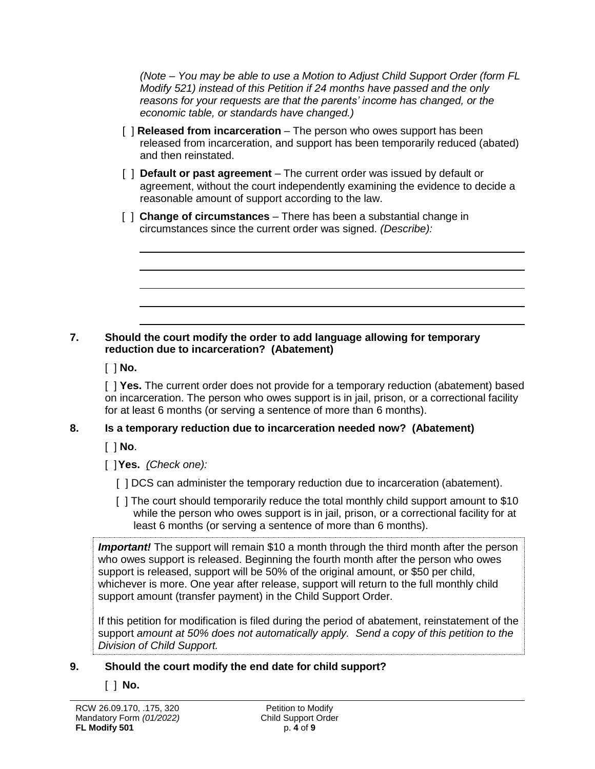*(Note – You may be able to use a Motion to Adjust Child Support Order (form FL Modify 521) instead of this Petition if 24 months have passed and the only reasons for your requests are that the parents' income has changed, or the economic table, or standards have changed.)*

[ ] **Released from incarceration** – The person who owes support has been released from incarceration, and support has been temporarily reduced (abated) and then reinstated.

[ ] **Default or past agreement** – The current order was issued by default or agreement, without the court independently examining the evidence to decide a reasonable amount of support according to the law.

[ ] **Change of circumstances** – There has been a substantial change in circumstances since the current order was signed. *(Describe):*

______________________________________________________________

______________________________________________________________

______________________________________________________________

______________________________________________________________

______________________________________________________________

**7. Should the court modify the order to add language allowing for temporary reduction due to incarceration? (Abatement)**

[ ] **No.**

[ ] **Yes.** The current order does not provide for a temporary reduction (abatement) based on incarceration. The person who owes support is in jail, prison, or a correctional facility for at least 6 months (or serving a sentence of more than 6 months).

**8. Is a temporary reduction due to incarceration needed now? (Abatement)**

[ ] **No**.

[ ] **Yes.** *(Check one):*

[ ] DCS can administer the temporary reduction due to incarceration (abatement).

[ ] The court should temporarily reduce the total monthly child support amount to $10 while the person who owes support is in jail, prison, or a correctional facility for at least 6 months (or serving a sentence of more than 6 months).

***Important!*** The support will remain $10 a month through the third month after the person who owes support is released. Beginning the fourth month after the person who owes support is released, support will be 50% of the original amount, or $50 per child, whichever is more. One year after release, support will return to the full monthly child support amount (transfer payment) in the Child Support Order.

If this petition for modification is filed during the period of abatement, reinstatement of the support *amount at 50% does not automatically apply. Send a copy of this petition to the Division of Child Support.*

**9. Should the court modify the end date for child support?**

[ ] **No.**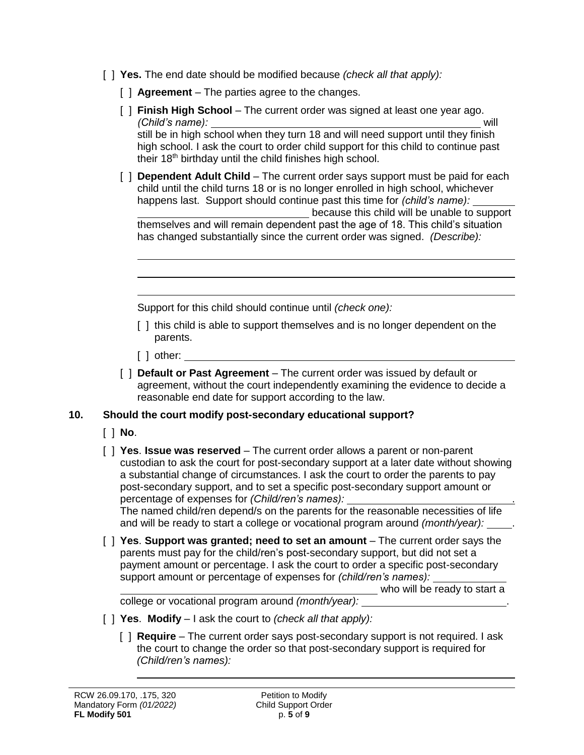[ ] **Yes.** The end date should be modified because *(check all that apply):*

[ ] **Agreement** – The parties agree to the changes.

[ ] **Finish High School** – The current order was signed at least one year ago. *(Child's name):* ______________________________________________ will still be in high school when they turn 18 and will need support until they finish high school. I ask the court to order child support for this child to continue past their 18th birthday until the child finishes high school.

[ ] **Dependent Adult Child** – The current order says support must be paid for each child until the child turns 18 or is no longer enrolled in high school, whichever happens last. Support should continue past this time for *(child's name):* ______________________________ because this child will be unable to support themselves and will remain dependent past the age of 18. This child's situation has changed substantially since the current order was signed. *(Describe):*

_______________________________________________________________

_______________________________________________________________

_______________________________________________________________

Support for this child should continue until *(check one):*

[ ] this child is able to support themselves and is no longer dependent on the parents.

[ ] other: ______________________________________________________

[ ] **Default or Past Agreement** – The current order was issued by default or agreement, without the court independently examining the evidence to decide a reasonable end date for support according to the law.

**10. Should the court modify post-secondary educational support?**

[ ] **No**.

[ ] **Yes**. **Issue was reserved** – The current order allows a parent or non-parent custodian to ask the court for post-secondary support at a later date without showing a substantial change of circumstances. I ask the court to order the parents to pay post-secondary support, and to set a specific post-secondary support amount or percentage of expenses for *(Child/ren's names):* ____________________________. The named child/ren depend/s on the parents for the reasonable necessities of life and will be ready to start a college or vocational program around *(month/year):* ____.

[ ] **Yes**. **Support was granted; need to set an amount** – The current order says the parents must pay for the child/ren's post-secondary support, but did not set a payment amount or percentage. I ask the court to order a specific post-secondary support amount or percentage of expenses for *(child/ren's names):* ______________________________________________ who will be ready to start a college or vocational program around *(month/year):* __________________________.

[ ] **Yes**. **Modify** – I ask the court to *(check all that apply):*

[ ] **Require** – The current order says post-secondary support is not required. I ask the court to change the order so that post-secondary support is required for *(Child/ren's names):*

_______________________________________________________________

RCW 26.09.170, .175, 320
Mandatory Form *(01/2022)*
**FL Modify 501**

Petition to Modify
Child Support Order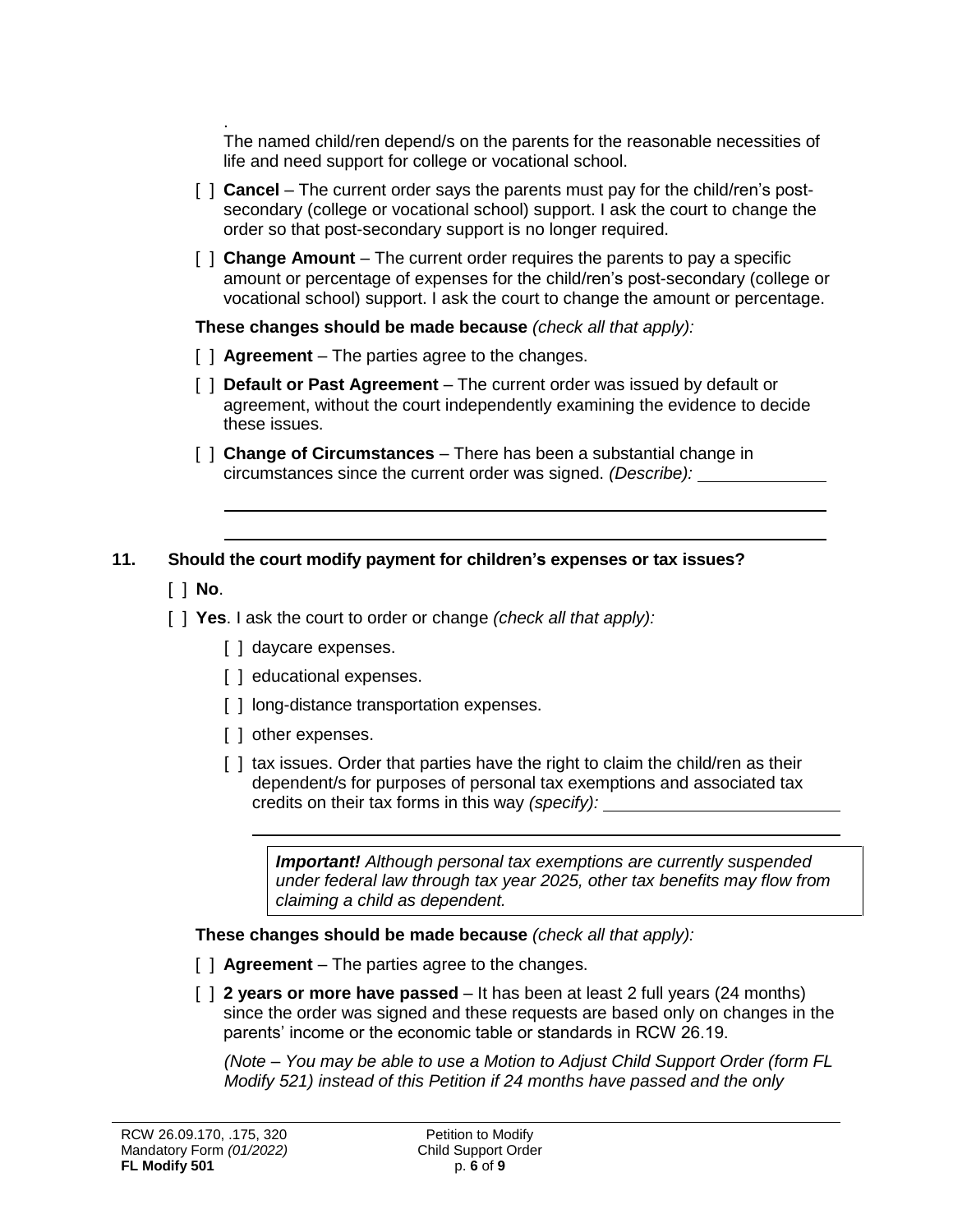.
The named child/ren depend/s on the parents for the reasonable necessities of life and need support for college or vocational school.

[ ] **Cancel** – The current order says the parents must pay for the child/ren's post-secondary (college or vocational school) support. I ask the court to change the order so that post-secondary support is no longer required.

[ ] **Change Amount** – The current order requires the parents to pay a specific amount or percentage of expenses for the child/ren's post-secondary (college or vocational school) support. I ask the court to change the amount or percentage.

**These changes should be made because** *(check all that apply):*

[ ] **Agreement** – The parties agree to the changes.

[ ] **Default or Past Agreement** – The current order was issued by default or agreement, without the court independently examining the evidence to decide these issues.

[ ] **Change of Circumstances** – There has been a substantial change in circumstances since the current order was signed. *(Describe):* ______________

______________________________________________________________

______________________________________________________________

**11. Should the court modify payment for children's expenses or tax issues?**

[ ] **No**.

[ ] **Yes**. I ask the court to order or change *(check all that apply):*

[ ] daycare expenses.

[ ] educational expenses.

[ ] long-distance transportation expenses.

[ ] other expenses.

[ ] tax issues. Order that parties have the right to claim the child/ren as their dependent/s for purposes of personal tax exemptions and associated tax credits on their tax forms in this way *(specify):* ______________________

______________________________________________________________

> ***Important!*** *Although personal tax exemptions are currently suspended under federal law through tax year 2025, other tax benefits may flow from claiming a child as dependent.*

**These changes should be made because** *(check all that apply):*

[ ] **Agreement** – The parties agree to the changes.

[ ] **2 years or more have passed** – It has been at least 2 full years (24 months) since the order was signed and these requests are based only on changes in the parents' income or the economic table or standards in RCW 26.19.

*(Note – You may be able to use a Motion to Adjust Child Support Order (form FL Modify 521) instead of this Petition if 24 months have passed and the only*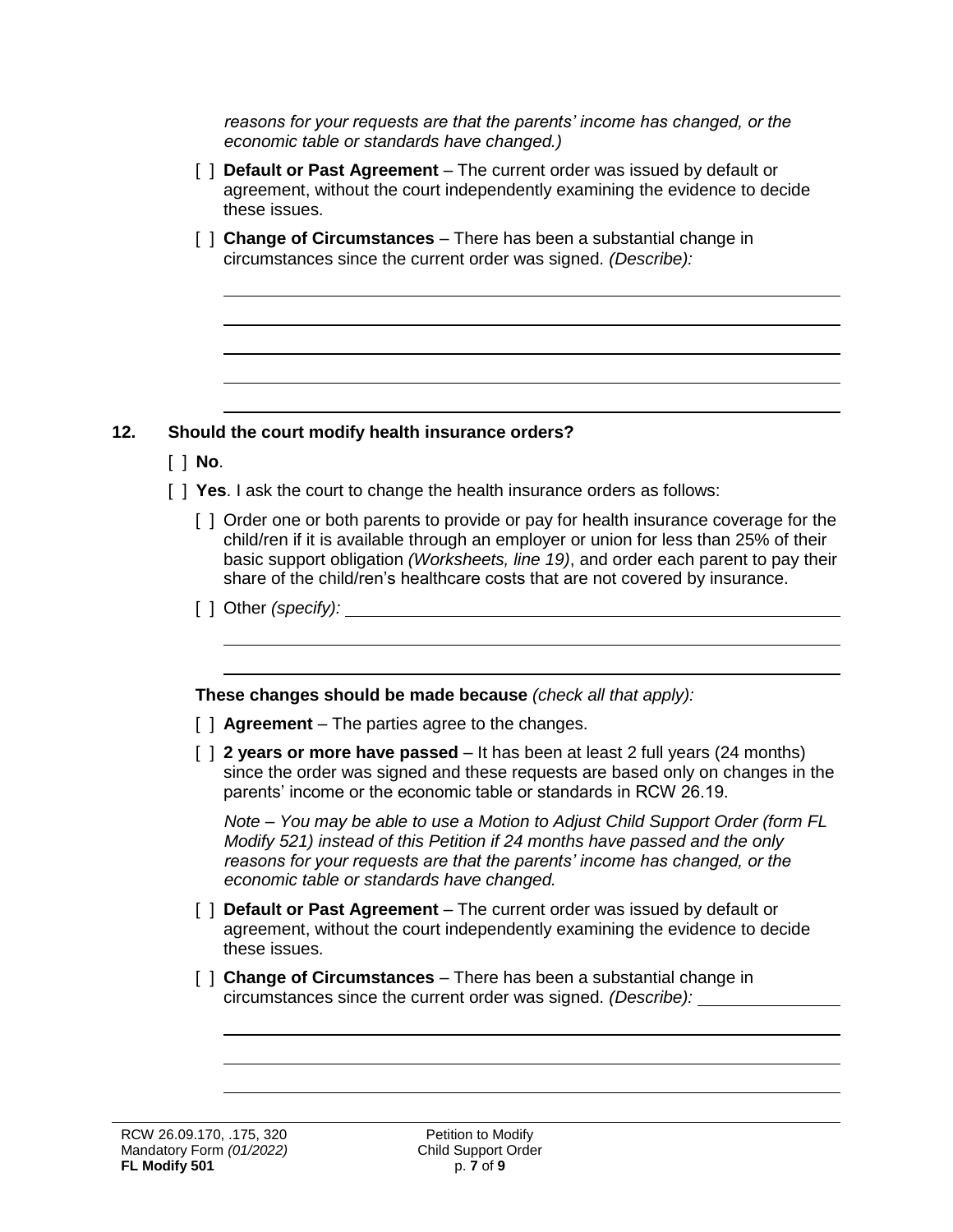*reasons for your requests are that the parents' income has changed, or the economic table or standards have changed.)*

[ ] **Default or Past Agreement** – The current order was issued by default or agreement, without the court independently examining the evidence to decide these issues.

[ ] **Change of Circumstances** – There has been a substantial change in circumstances since the current order was signed. *(Describe):*

______________________________________________

______________________________________________

______________________________________________

______________________________________________

______________________________________________

**12. Should the court modify health insurance orders?**

[ ] **No**.

[ ] **Yes**. I ask the court to change the health insurance orders as follows:

[ ] Order one or both parents to provide or pay for health insurance coverage for the child/ren if it is available through an employer or union for less than 25% of their basic support obligation *(Worksheets, line 19)*, and order each parent to pay their share of the child/ren's healthcare costs that are not covered by insurance.

[ ] Other *(specify):* ______________________________________________

______________________________________________

______________________________________________

**These changes should be made because** *(check all that apply):*

[ ] **Agreement** – The parties agree to the changes.

[ ] **2 years or more have passed** – It has been at least 2 full years (24 months) since the order was signed and these requests are based only on changes in the parents' income or the economic table or standards in RCW 26.19.

*Note – You may be able to use a Motion to Adjust Child Support Order (form FL Modify 521) instead of this Petition if 24 months have passed and the only reasons for your requests are that the parents' income has changed, or the economic table or standards have changed.*

[ ] **Default or Past Agreement** – The current order was issued by default or agreement, without the court independently examining the evidence to decide these issues.

[ ] **Change of Circumstances** – There has been a substantial change in circumstances since the current order was signed. *(Describe):* ______________

______________________________________________

______________________________________________

______________________________________________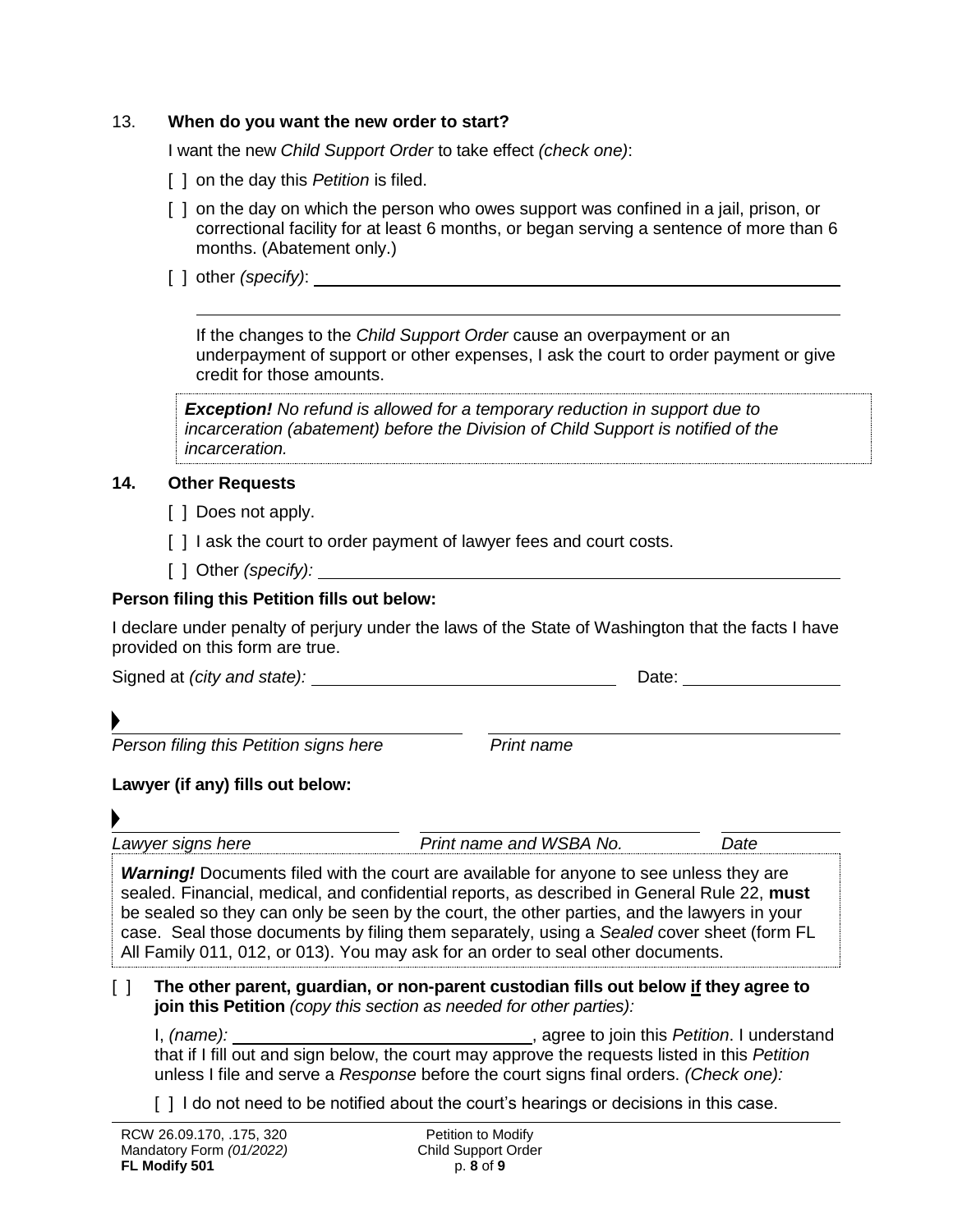13. **When do you want the new order to start?**

I want the new *Child Support Order* to take effect *(check one)*:

[ ] on the day this *Petition* is filed.

[ ] on the day on which the person who owes support was confined in a jail, prison, or correctional facility for at least 6 months, or began serving a sentence of more than 6 months. (Abatement only.)

[ ] other *(specify)*: ______________________________

______________________________

If the changes to the *Child Support Order* cause an overpayment or an underpayment of support or other expenses, I ask the court to order payment or give credit for those amounts.

> ***Exception!*** *No refund is allowed for a temporary reduction in support due to incarceration (abatement) before the Division of Child Support is notified of the incarceration.*

**14. Other Requests**

[ ] Does not apply.

[ ] I ask the court to order payment of lawyer fees and court costs.

[ ] Other *(specify):* ______________________________

**Person filing this Petition fills out below:**

I declare under penalty of perjury under the laws of the State of Washington that the facts I have provided on this form are true.

Signed at *(city and state):* ______________________ Date: ______________

______________________ ______________________
*Person filing this Petition signs here* *Print name*

**Lawyer (if any) fills out below:**

______________________ ______________________ ____________
*Lawyer signs here* *Print name and WSBA No.* *Date*

> ***Warning!*** Documents filed with the court are available for anyone to see unless they are sealed. Financial, medical, and confidential reports, as described in General Rule 22, **must** be sealed so they can only be seen by the court, the other parties, and the lawyers in your case. Seal those documents by filing them separately, using a *Sealed* cover sheet (form FL All Family 011, 012, or 013). You may ask for an order to seal other documents.

[ ] **The other parent, guardian, or non-parent custodian fills out below if they agree to join this Petition** *(copy this section as needed for other parties):*

I, *(name):* ______________________, agree to join this *Petition*. I understand that if I fill out and sign below, the court may approve the requests listed in this *Petition* unless I file and serve a *Response* before the court signs final orders. *(Check one):*

[ ] I do not need to be notified about the court's hearings or decisions in this case.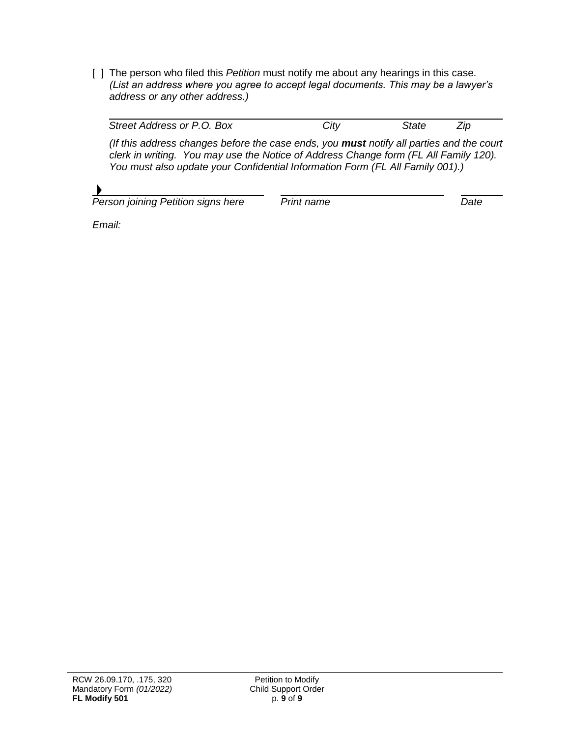[ ] The person who filed this *Petition* must notify me about any hearings in this case. *(List an address where you agree to accept legal documents. This may be a lawyer's address or any other address.)*

| | | | |
|---|---|---|---|
| *Street Address or P.O. Box* | *City* | *State* | *Zip* |

*(If this address changes before the case ends, you **must** notify all parties and the court clerk in writing. You may use the Notice of Address Change form (FL All Family 120). You must also update your Confidential Information Form (FL All Family 001).)*

| | | |
|---|---|---|
| ▶ | | |
| *Person joining Petition signs here* | *Print name* | *Date* |

*Email:* ____________________________________________